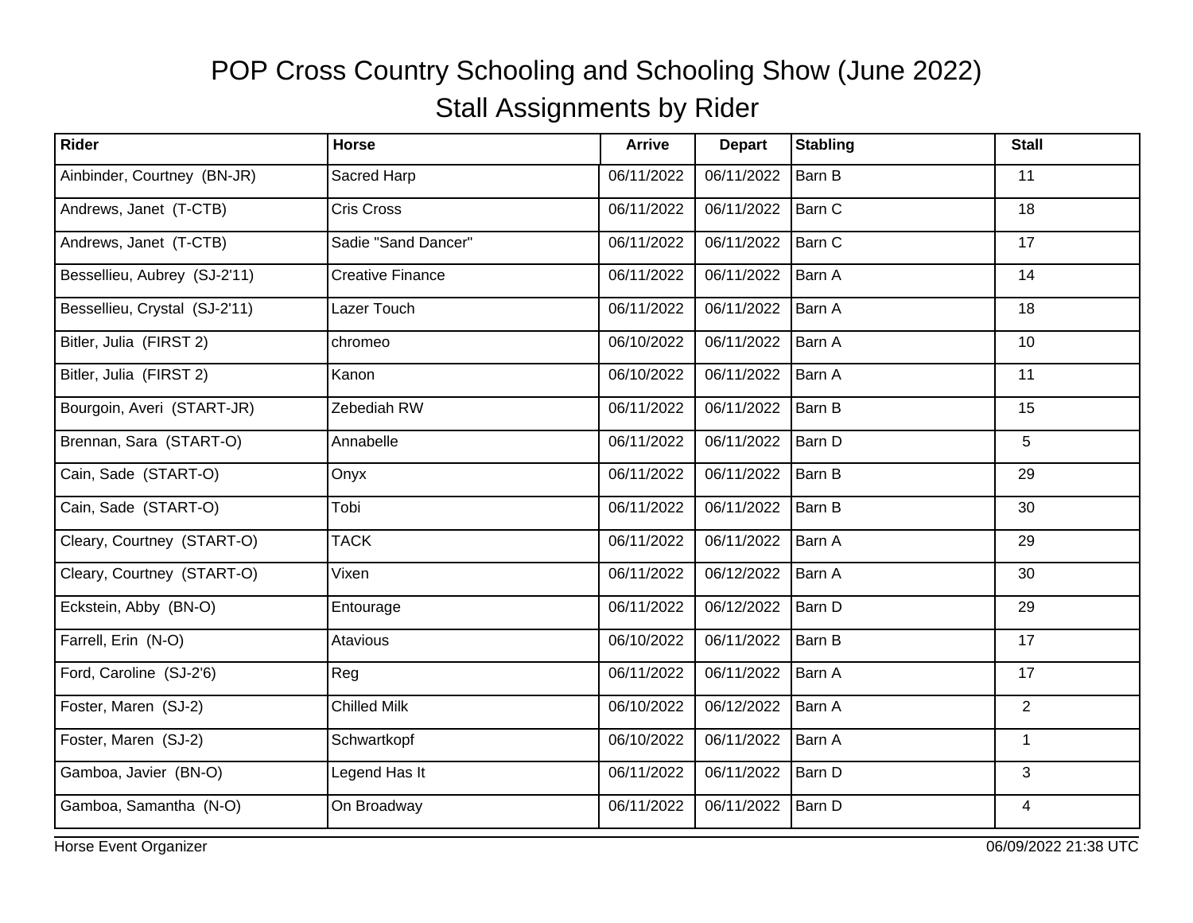# POP Cross Country Schooling and Schooling Show (June 2022)

## Stall Assignments by Rider

| Rider | Horse | Arrive | Depart | Stabling | Stall |
|---|---|---|---|---|---|
| Ainbinder, Courtney (BN-JR) | Sacred Harp | 06/11/2022 | 06/11/2022 | Barn B | 11 |
| Andrews, Janet (T-CTB) | Cris Cross | 06/11/2022 | 06/11/2022 | Barn C | 18 |
| Andrews, Janet (T-CTB) | Sadie "Sand Dancer" | 06/11/2022 | 06/11/2022 | Barn C | 17 |
| Bessellieu, Aubrey (SJ-2'11) | Creative Finance | 06/11/2022 | 06/11/2022 | Barn A | 14 |
| Bessellieu, Crystal (SJ-2'11) | Lazer Touch | 06/11/2022 | 06/11/2022 | Barn A | 18 |
| Bitler, Julia (FIRST 2) | chromeo | 06/10/2022 | 06/11/2022 | Barn A | 10 |
| Bitler, Julia (FIRST 2) | Kanon | 06/10/2022 | 06/11/2022 | Barn A | 11 |
| Bourgoin, Averi (START-JR) | Zebediah RW | 06/11/2022 | 06/11/2022 | Barn B | 15 |
| Brennan, Sara (START-O) | Annabelle | 06/11/2022 | 06/11/2022 | Barn D | 5 |
| Cain, Sade (START-O) | Onyx | 06/11/2022 | 06/11/2022 | Barn B | 29 |
| Cain, Sade (START-O) | Tobi | 06/11/2022 | 06/11/2022 | Barn B | 30 |
| Cleary, Courtney (START-O) | TACK | 06/11/2022 | 06/11/2022 | Barn A | 29 |
| Cleary, Courtney (START-O) | Vixen | 06/11/2022 | 06/12/2022 | Barn A | 30 |
| Eckstein, Abby (BN-O) | Entourage | 06/11/2022 | 06/12/2022 | Barn D | 29 |
| Farrell, Erin (N-O) | Atavious | 06/10/2022 | 06/11/2022 | Barn B | 17 |
| Ford, Caroline (SJ-2'6) | Reg | 06/11/2022 | 06/11/2022 | Barn A | 17 |
| Foster, Maren (SJ-2) | Chilled Milk | 06/10/2022 | 06/12/2022 | Barn A | 2 |
| Foster, Maren (SJ-2) | Schwartkopf | 06/10/2022 | 06/11/2022 | Barn A | 1 |
| Gamboa, Javier (BN-O) | Legend Has It | 06/11/2022 | 06/11/2022 | Barn D | 3 |
| Gamboa, Samantha (N-O) | On Broadway | 06/11/2022 | 06/11/2022 | Barn D | 4 |

Horse Event Organizer 06/09/2022 21:38 UTC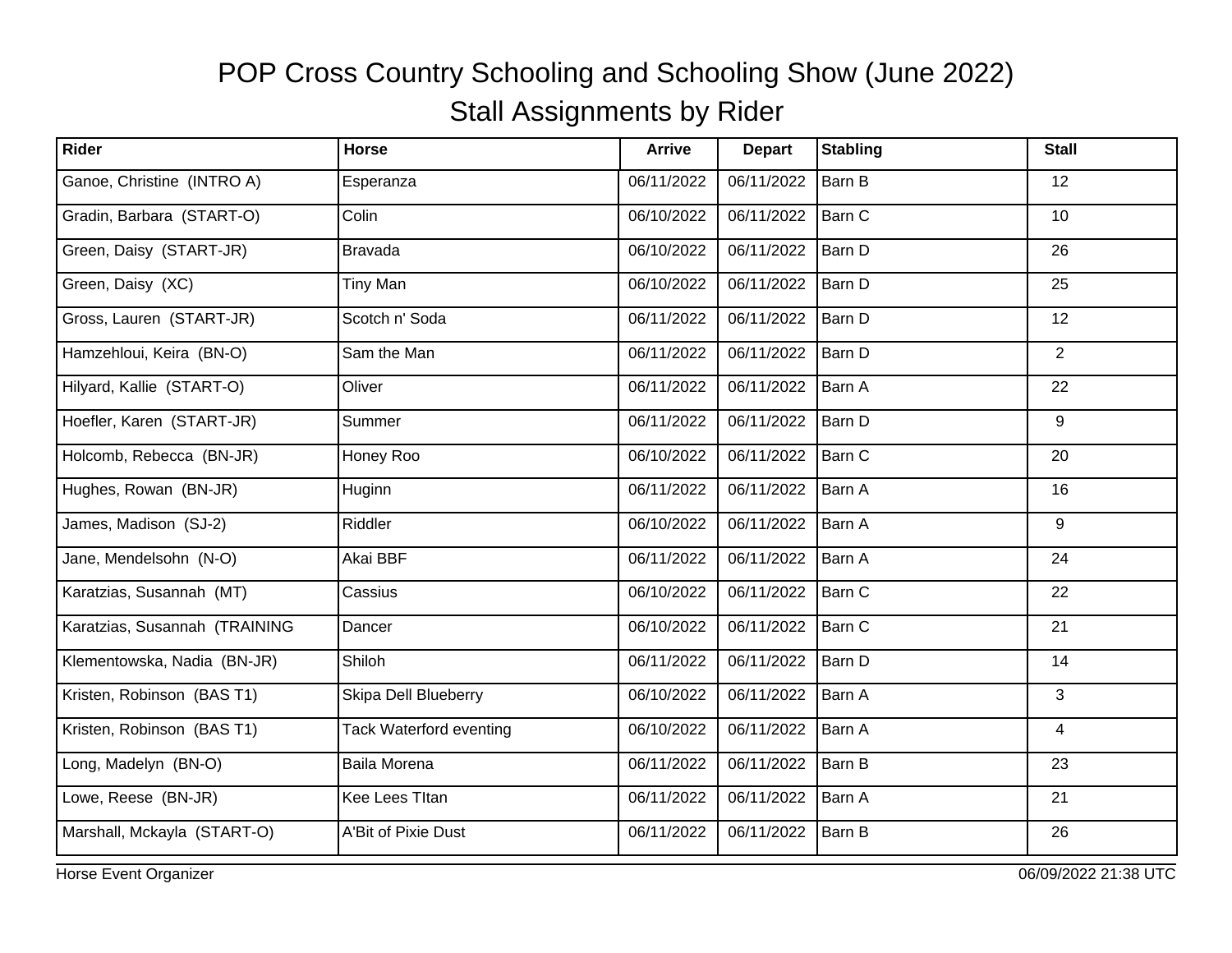# POP Cross Country Schooling and Schooling Show (June 2022)

## Stall Assignments by Rider

| Rider | Horse | Arrive | Depart | Stabling | Stall |
|---|---|---|---|---|---|
| Ganoe, Christine (INTRO A) | Esperanza | 06/11/2022 | 06/11/2022 | Barn B | 12 |
| Gradin, Barbara (START-O) | Colin | 06/10/2022 | 06/11/2022 | Barn C | 10 |
| Green, Daisy (START-JR) | Bravada | 06/10/2022 | 06/11/2022 | Barn D | 26 |
| Green, Daisy (XC) | Tiny Man | 06/10/2022 | 06/11/2022 | Barn D | 25 |
| Gross, Lauren (START-JR) | Scotch n' Soda | 06/11/2022 | 06/11/2022 | Barn D | 12 |
| Hamzehloui, Keira (BN-O) | Sam the Man | 06/11/2022 | 06/11/2022 | Barn D | 2 |
| Hilyard, Kallie (START-O) | Oliver | 06/11/2022 | 06/11/2022 | Barn A | 22 |
| Hoefler, Karen (START-JR) | Summer | 06/11/2022 | 06/11/2022 | Barn D | 9 |
| Holcomb, Rebecca (BN-JR) | Honey Roo | 06/10/2022 | 06/11/2022 | Barn C | 20 |
| Hughes, Rowan (BN-JR) | Huginn | 06/11/2022 | 06/11/2022 | Barn A | 16 |
| James, Madison (SJ-2) | Riddler | 06/10/2022 | 06/11/2022 | Barn A | 9 |
| Jane, Mendelsohn (N-O) | Akai BBF | 06/11/2022 | 06/11/2022 | Barn A | 24 |
| Karatzias, Susannah (MT) | Cassius | 06/10/2022 | 06/11/2022 | Barn C | 22 |
| Karatzias, Susannah (TRAINING | Dancer | 06/10/2022 | 06/11/2022 | Barn C | 21 |
| Klementowska, Nadia (BN-JR) | Shiloh | 06/11/2022 | 06/11/2022 | Barn D | 14 |
| Kristen, Robinson (BAS T1) | Skipa Dell Blueberry | 06/10/2022 | 06/11/2022 | Barn A | 3 |
| Kristen, Robinson (BAS T1) | Tack Waterford eventing | 06/10/2022 | 06/11/2022 | Barn A | 4 |
| Long, Madelyn (BN-O) | Baila Morena | 06/11/2022 | 06/11/2022 | Barn B | 23 |
| Lowe, Reese (BN-JR) | Kee Lees TItan | 06/11/2022 | 06/11/2022 | Barn A | 21 |
| Marshall, Mckayla (START-O) | A'Bit of Pixie Dust | 06/11/2022 | 06/11/2022 | Barn B | 26 |

Horse Event Organizer 06/09/2022 21:38 UTC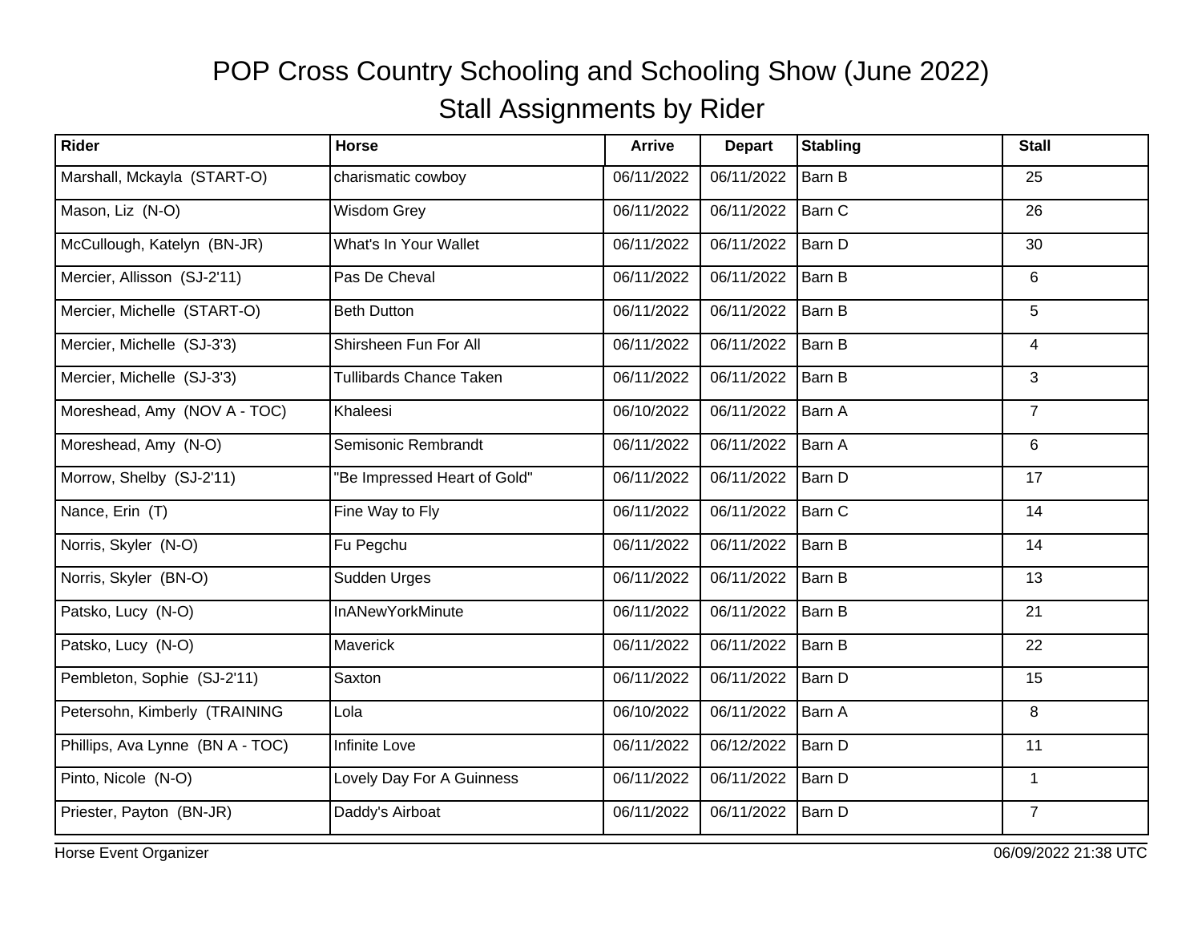# POP Cross Country Schooling and Schooling Show (June 2022)

## Stall Assignments by Rider

| Rider | Horse | Arrive | Depart | Stabling | Stall |
|---|---|---|---|---|---|
| Marshall, Mckayla (START-O) | charismatic cowboy | 06/11/2022 | 06/11/2022 | Barn B | 25 |
| Mason, Liz (N-O) | Wisdom Grey | 06/11/2022 | 06/11/2022 | Barn C | 26 |
| McCullough, Katelyn (BN-JR) | What's In Your Wallet | 06/11/2022 | 06/11/2022 | Barn D | 30 |
| Mercier, Allisson (SJ-2'11) | Pas De Cheval | 06/11/2022 | 06/11/2022 | Barn B | 6 |
| Mercier, Michelle (START-O) | Beth Dutton | 06/11/2022 | 06/11/2022 | Barn B | 5 |
| Mercier, Michelle (SJ-3'3) | Shirsheen Fun For All | 06/11/2022 | 06/11/2022 | Barn B | 4 |
| Mercier, Michelle (SJ-3'3) | Tullibards Chance Taken | 06/11/2022 | 06/11/2022 | Barn B | 3 |
| Moreshead, Amy (NOV A - TOC) | Khaleesi | 06/10/2022 | 06/11/2022 | Barn A | 7 |
| Moreshead, Amy (N-O) | Semisonic Rembrandt | 06/11/2022 | 06/11/2022 | Barn A | 6 |
| Morrow, Shelby (SJ-2'11) | "Be Impressed Heart of Gold" | 06/11/2022 | 06/11/2022 | Barn D | 17 |
| Nance, Erin (T) | Fine Way to Fly | 06/11/2022 | 06/11/2022 | Barn C | 14 |
| Norris, Skyler (N-O) | Fu Pegchu | 06/11/2022 | 06/11/2022 | Barn B | 14 |
| Norris, Skyler (BN-O) | Sudden Urges | 06/11/2022 | 06/11/2022 | Barn B | 13 |
| Patsko, Lucy (N-O) | InANewYorkMinute | 06/11/2022 | 06/11/2022 | Barn B | 21 |
| Patsko, Lucy (N-O) | Maverick | 06/11/2022 | 06/11/2022 | Barn B | 22 |
| Pembleton, Sophie (SJ-2'11) | Saxton | 06/11/2022 | 06/11/2022 | Barn D | 15 |
| Petersohn, Kimberly (TRAINING | Lola | 06/10/2022 | 06/11/2022 | Barn A | 8 |
| Phillips, Ava Lynne (BN A - TOC) | Infinite Love | 06/11/2022 | 06/12/2022 | Barn D | 11 |
| Pinto, Nicole (N-O) | Lovely Day For A Guinness | 06/11/2022 | 06/11/2022 | Barn D | 1 |
| Priester, Payton (BN-JR) | Daddy's Airboat | 06/11/2022 | 06/11/2022 | Barn D | 7 |

Horse Event Organizer 06/09/2022 21:38 UTC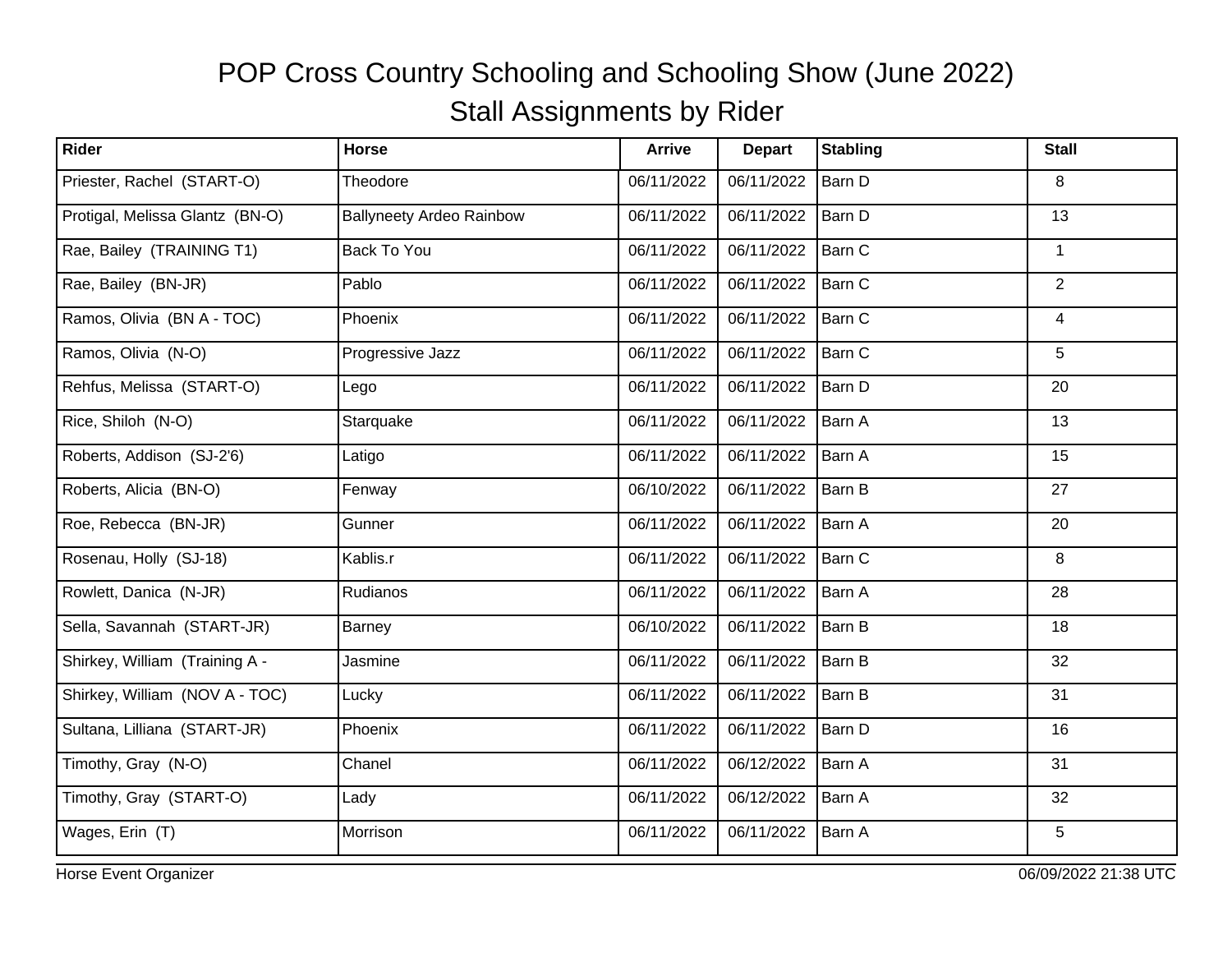# POP Cross Country Schooling and Schooling Show (June 2022)

## Stall Assignments by Rider

| Rider | Horse | Arrive | Depart | Stabling | Stall |
|---|---|---|---|---|---|
| Priester, Rachel (START-O) | Theodore | 06/11/2022 | 06/11/2022 | Barn D | 8 |
| Protigal, Melissa Glantz (BN-O) | Ballyneety Ardeo Rainbow | 06/11/2022 | 06/11/2022 | Barn D | 13 |
| Rae, Bailey (TRAINING T1) | Back To You | 06/11/2022 | 06/11/2022 | Barn C | 1 |
| Rae, Bailey (BN-JR) | Pablo | 06/11/2022 | 06/11/2022 | Barn C | 2 |
| Ramos, Olivia (BN A - TOC) | Phoenix | 06/11/2022 | 06/11/2022 | Barn C | 4 |
| Ramos, Olivia (N-O) | Progressive Jazz | 06/11/2022 | 06/11/2022 | Barn C | 5 |
| Rehfus, Melissa (START-O) | Lego | 06/11/2022 | 06/11/2022 | Barn D | 20 |
| Rice, Shiloh (N-O) | Starquake | 06/11/2022 | 06/11/2022 | Barn A | 13 |
| Roberts, Addison (SJ-2'6) | Latigo | 06/11/2022 | 06/11/2022 | Barn A | 15 |
| Roberts, Alicia (BN-O) | Fenway | 06/10/2022 | 06/11/2022 | Barn B | 27 |
| Roe, Rebecca (BN-JR) | Gunner | 06/11/2022 | 06/11/2022 | Barn A | 20 |
| Rosenau, Holly (SJ-18) | Kablis.r | 06/11/2022 | 06/11/2022 | Barn C | 8 |
| Rowlett, Danica (N-JR) | Rudianos | 06/11/2022 | 06/11/2022 | Barn A | 28 |
| Sella, Savannah (START-JR) | Barney | 06/10/2022 | 06/11/2022 | Barn B | 18 |
| Shirkey, William (Training A - | Jasmine | 06/11/2022 | 06/11/2022 | Barn B | 32 |
| Shirkey, William (NOV A - TOC) | Lucky | 06/11/2022 | 06/11/2022 | Barn B | 31 |
| Sultana, Lilliana (START-JR) | Phoenix | 06/11/2022 | 06/11/2022 | Barn D | 16 |
| Timothy, Gray (N-O) | Chanel | 06/11/2022 | 06/12/2022 | Barn A | 31 |
| Timothy, Gray (START-O) | Lady | 06/11/2022 | 06/12/2022 | Barn A | 32 |
| Wages, Erin (T) | Morrison | 06/11/2022 | 06/11/2022 | Barn A | 5 |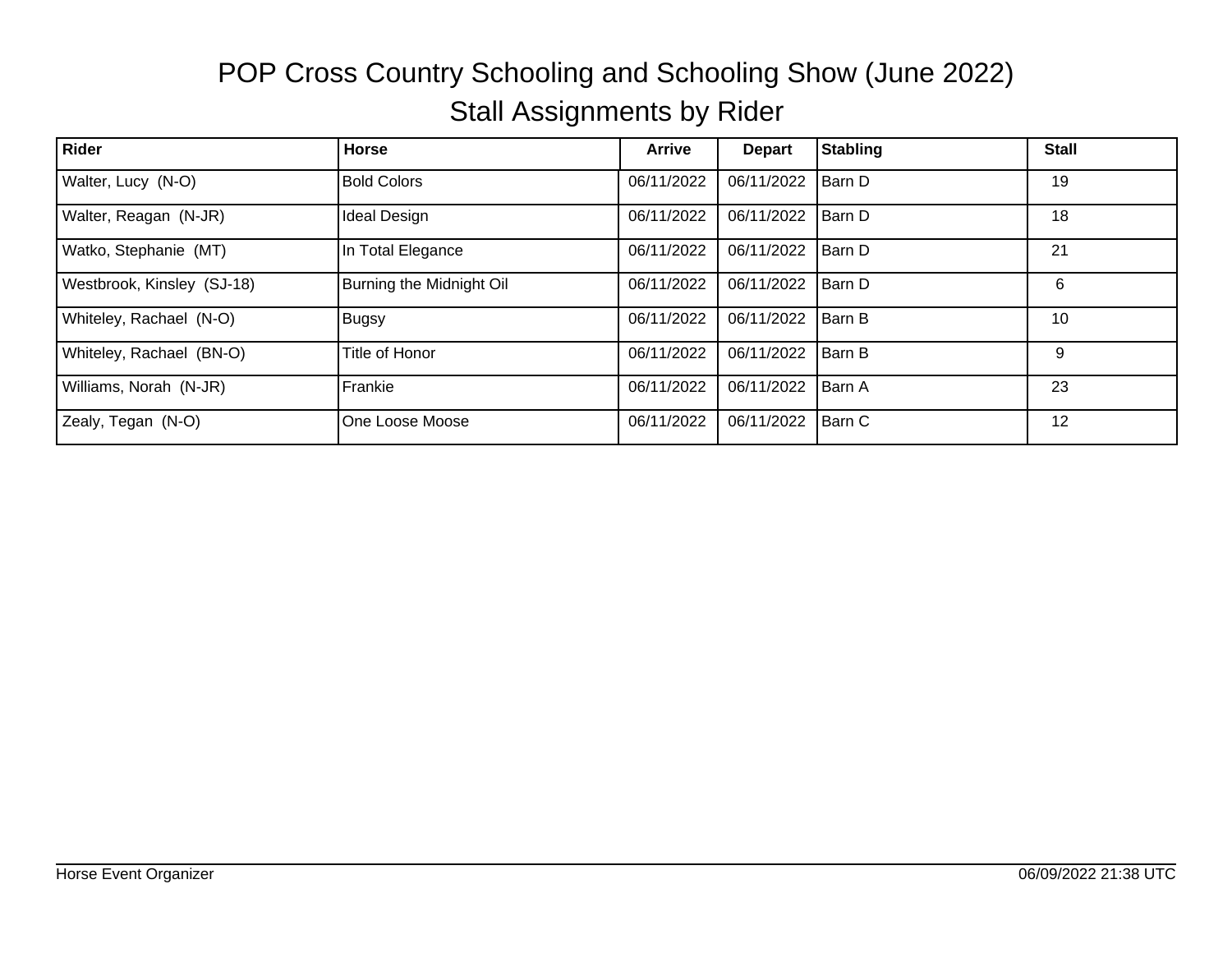# POP Cross Country Schooling and Schooling Show (June 2022)

## Stall Assignments by Rider

| Rider | Horse | Arrive | Depart | Stabling | Stall |
|---|---|---|---|---|---|
| Walter, Lucy (N-O) | Bold Colors | 06/11/2022 | 06/11/2022 | Barn D | 19 |
| Walter, Reagan (N-JR) | Ideal Design | 06/11/2022 | 06/11/2022 | Barn D | 18 |
| Watko, Stephanie (MT) | In Total Elegance | 06/11/2022 | 06/11/2022 | Barn D | 21 |
| Westbrook, Kinsley (SJ-18) | Burning the Midnight Oil | 06/11/2022 | 06/11/2022 | Barn D | 6 |
| Whiteley, Rachael (N-O) | Bugsy | 06/11/2022 | 06/11/2022 | Barn B | 10 |
| Whiteley, Rachael (BN-O) | Title of Honor | 06/11/2022 | 06/11/2022 | Barn B | 9 |
| Williams, Norah (N-JR) | Frankie | 06/11/2022 | 06/11/2022 | Barn A | 23 |
| Zealy, Tegan (N-O) | One Loose Moose | 06/11/2022 | 06/11/2022 | Barn C | 12 |